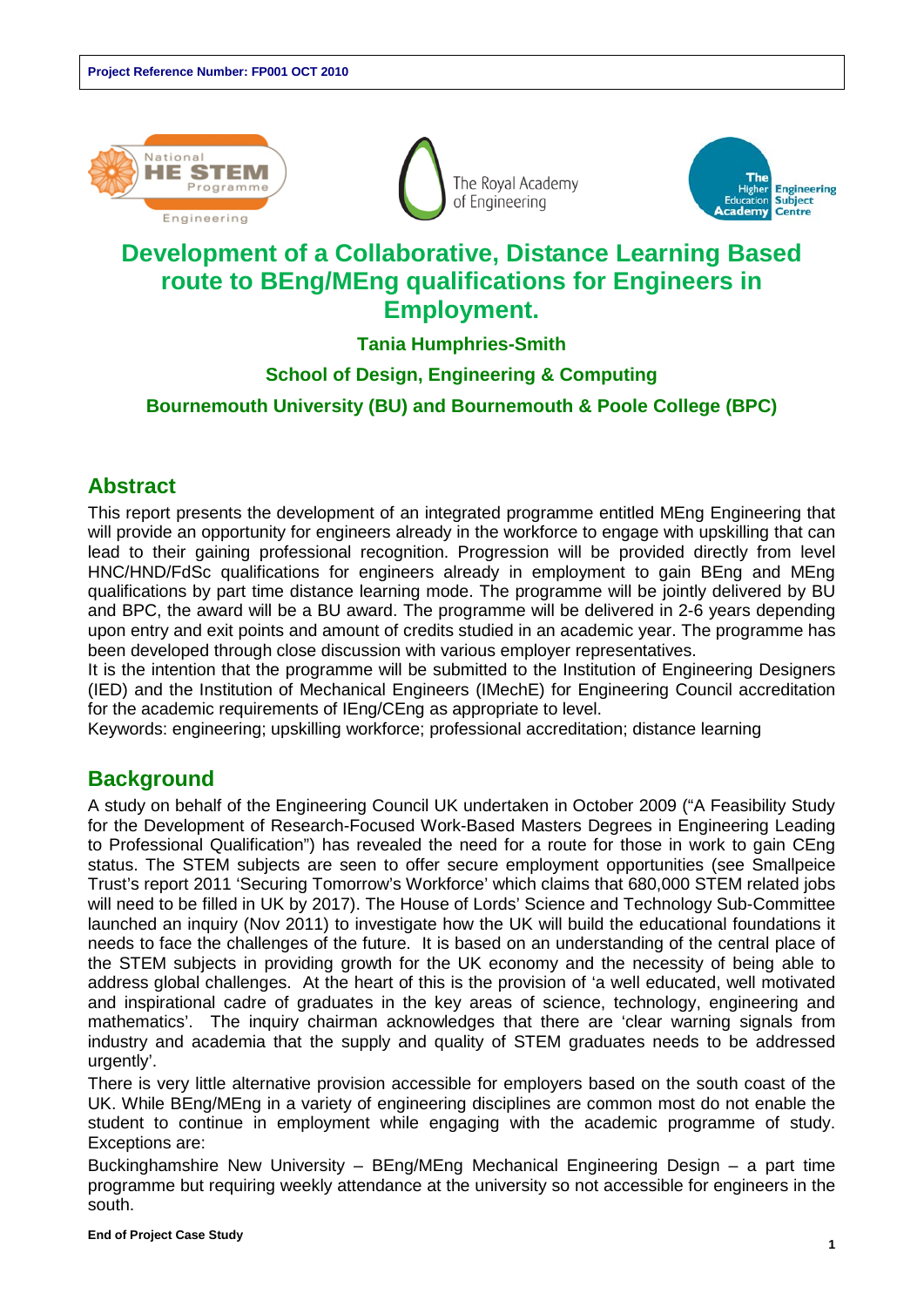Project Reference Number: FP001 OCT 2010

# Development of a Collaborative, Distance Learning Based route to BEng/MEng qualifications for Engineers in Employment.

**Tania Humphries-Smith**

**School of Design, Engineering & Computing**

**Bournemouth University (BU) and Bournemouth & Poole College (BPC)**

## Abstract

This report presents the development of an integrated programme entitled MEng Engineering that will provide an opportunity for engineers already in the workforce to engage with upskilling that can lead to their gaining professional recognition. Progression will be provided directly from level HNC/HND/FdSc qualifications for engineers already in employment to gain BEng and MEng qualifications by part time distance learning mode. The programme will be jointly delivered by BU and BPC, the award will be a BU award. The programme will be delivered in 2-6 years depending upon entry and exit points and amount of credits studied in an academic year. The programme has been developed through close discussion with various employer representatives.

It is the intention that the programme will be submitted to the Institution of Engineering Designers (IED) and the Institution of Mechanical Engineers (IMechE) for Engineering Council accreditation for the academic requirements of IEng/CEng as appropriate to level.

Keywords: engineering; upskilling workforce; professional accreditation; distance learning

## Background

A study on behalf of the Engineering Council UK undertaken in October 2009 ("A Feasibility Study for the Development of Research-Focused Work-Based Masters Degrees in Engineering Leading to Professional Qualification") has revealed the need for a route for those in work to gain CEng status. The STEM subjects are seen to offer secure employment opportunities (see Smallpeice Trust's report 2011 'Securing Tomorrow's Workforce' which claims that 680,000 STEM related jobs will need to be filled in UK by 2017). The House of Lords' Science and Technology Sub-Committee launched an inquiry (Nov 2011) to investigate how the UK will build the educational foundations it needs to face the challenges of the future. It is based on an understanding of the central place of the STEM subjects in providing growth for the UK economy and the necessity of being able to address global challenges. At the heart of this is the provision of 'a well educated, well motivated and inspirational cadre of graduates in the key areas of science, technology, engineering and mathematics'. The inquiry chairman acknowledges that there are 'clear warning signals from industry and academia that the supply and quality of STEM graduates needs to be addressed urgently'.

There is very little alternative provision accessible for employers based on the south coast of the UK. While BEng/MEng in a variety of engineering disciplines are common most do not enable the student to continue in employment while engaging with the academic programme of study. Exceptions are:

Buckinghamshire New University – BEng/MEng Mechanical Engineering Design – a part time programme but requiring weekly attendance at the university so not accessible for engineers in the south.

End of Project Case Study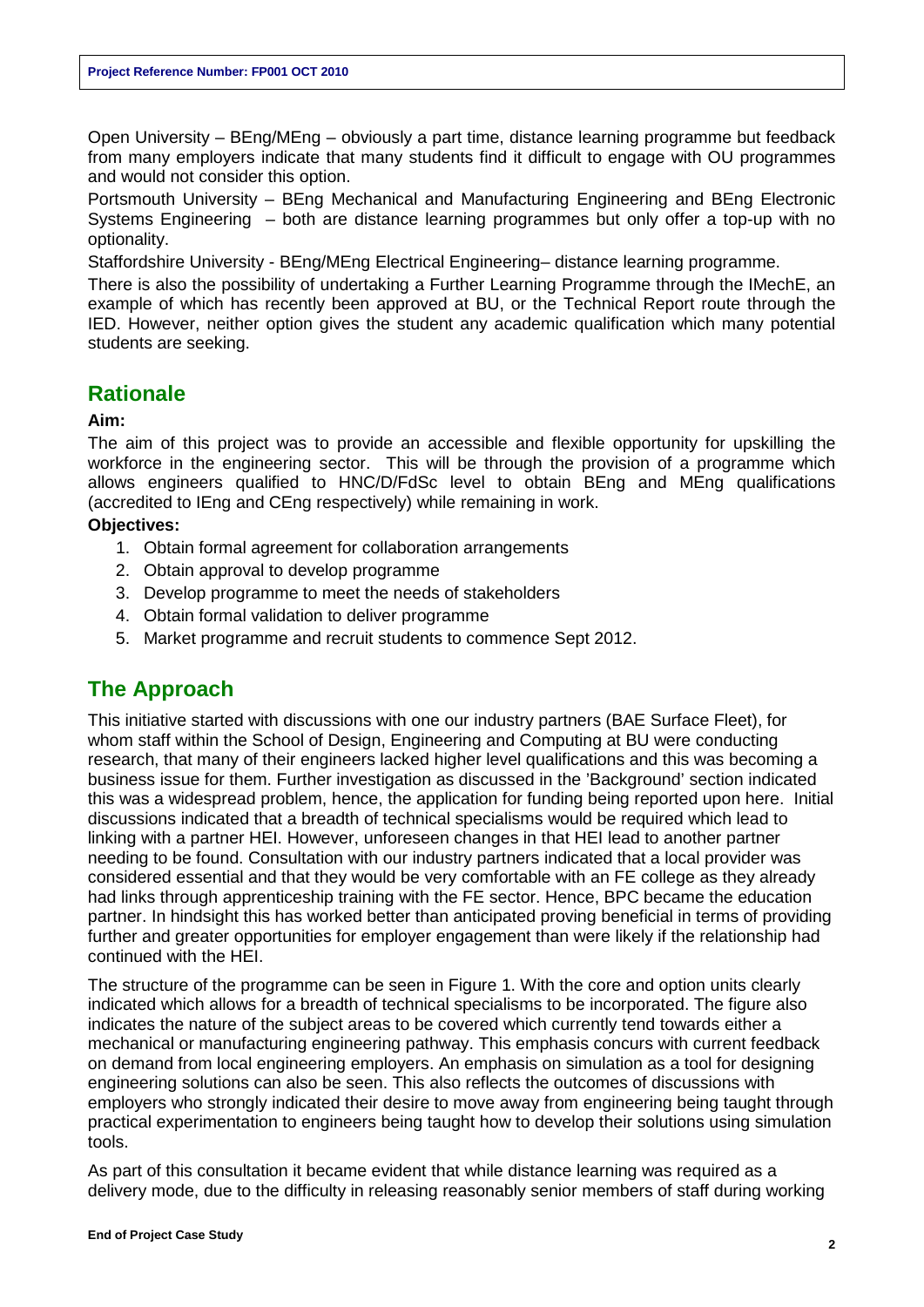Open University – BEng/MEng – obviously a part time, distance learning programme but feedback from many employers indicate that many students find it difficult to engage with OU programmes and would not consider this option.

Portsmouth University – BEng Mechanical and Manufacturing Engineering and BEng Electronic Systems Engineering – both are distance learning programmes but only offer a top-up with no optionality.

Staffordshire University - BEng/MEng Electrical Engineering– distance learning programme.

There is also the possibility of undertaking a Further Learning Programme through the IMechE, an example of which has recently been approved at BU, or the Technical Report route through the IED. However, neither option gives the student any academic qualification which many potential students are seeking.

## Rationale

**Aim:**

The aim of this project was to provide an accessible and flexible opportunity for upskilling the workforce in the engineering sector. This will be through the provision of a programme which allows engineers qualified to HNC/D/FdSc level to obtain BEng and MEng qualifications (accredited to IEng and CEng respectively) while remaining in work.

**Objectives:**

1. Obtain formal agreement for collaboration arrangements
2. Obtain approval to develop programme
3. Develop programme to meet the needs of stakeholders
4. Obtain formal validation to deliver programme
5. Market programme and recruit students to commence Sept 2012.

## The Approach

This initiative started with discussions with one our industry partners (BAE Surface Fleet), for whom staff within the School of Design, Engineering and Computing at BU were conducting research, that many of their engineers lacked higher level qualifications and this was becoming a business issue for them. Further investigation as discussed in the 'Background' section indicated this was a widespread problem, hence, the application for funding being reported upon here. Initial discussions indicated that a breadth of technical specialisms would be required which lead to linking with a partner HEI. However, unforeseen changes in that HEI lead to another partner needing to be found. Consultation with our industry partners indicated that a local provider was considered essential and that they would be very comfortable with an FE college as they already had links through apprenticeship training with the FE sector. Hence, BPC became the education partner. In hindsight this has worked better than anticipated proving beneficial in terms of providing further and greater opportunities for employer engagement than were likely if the relationship had continued with the HEI.

The structure of the programme can be seen in Figure 1. With the core and option units clearly indicated which allows for a breadth of technical specialisms to be incorporated. The figure also indicates the nature of the subject areas to be covered which currently tend towards either a mechanical or manufacturing engineering pathway. This emphasis concurs with current feedback on demand from local engineering employers. An emphasis on simulation as a tool for designing engineering solutions can also be seen. This also reflects the outcomes of discussions with employers who strongly indicated their desire to move away from engineering being taught through practical experimentation to engineers being taught how to develop their solutions using simulation tools.

As part of this consultation it became evident that while distance learning was required as a delivery mode, due to the difficulty in releasing reasonably senior members of staff during working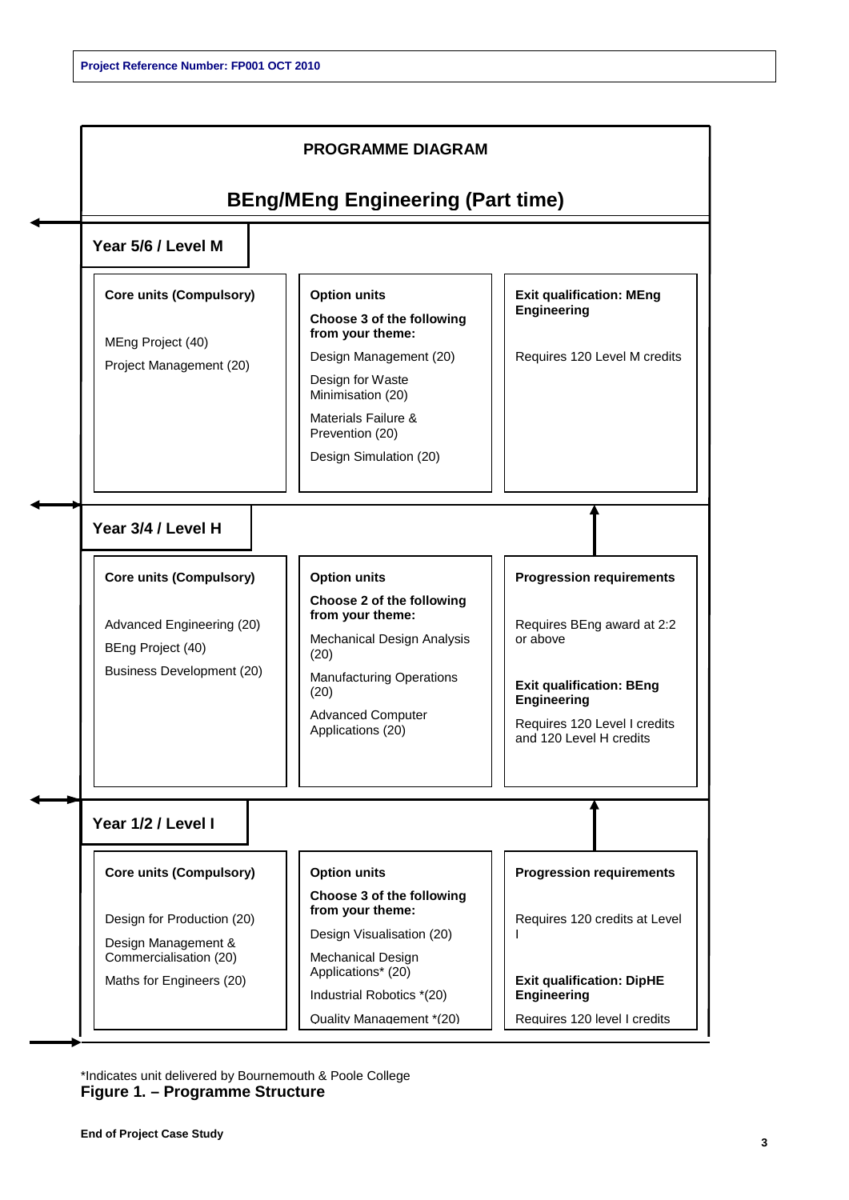**Project Reference Number: FP001 OCT 2010**

## PROGRAMME DIAGRAM

# BEng/MEng Engineering (Part time)

### Year 5/6 / Level M

| Core units (Compulsory) | Option units | Exit qualification: MEng Engineering |
|---|---|---|
| MEng Project (40)<br>Project Management (20) | **Choose 3 of the following from your theme:**<br>Design Management (20)<br>Design for Waste Minimisation (20)<br>Materials Failure & Prevention (20)<br>Design Simulation (20) | Requires 120 Level M credits |

### Year 3/4 / Level H

| Core units (Compulsory) | Option units | Progression requirements |
|---|---|---|
| Advanced Engineering (20)<br>BEng Project (40)<br>Business Development (20) | **Choose 2 of the following from your theme:**<br>Mechanical Design Analysis (20)<br>Manufacturing Operations (20)<br>Advanced Computer Applications (20) | Requires BEng award at 2:2 or above<br><br>**Exit qualification: BEng Engineering**<br>Requires 120 Level I credits and 120 Level H credits |

### Year 1/2 / Level I

| Core units (Compulsory) | Option units | Progression requirements |
|---|---|---|
| Design for Production (20)<br>Design Management & Commercialisation (20)<br>Maths for Engineers (20) | **Choose 3 of the following from your theme:**<br>Design Visualisation (20)<br>Mechanical Design Applications* (20)<br>Industrial Robotics *(20)<br>Quality Management *(20) | Requires 120 credits at Level I<br><br>**Exit qualification: DipHE Engineering**<br>Requires 120 level I credits |

*Indicates unit delivered by Bournemouth & Poole College

**Figure 1. – Programme Structure**

**End of Project Case Study**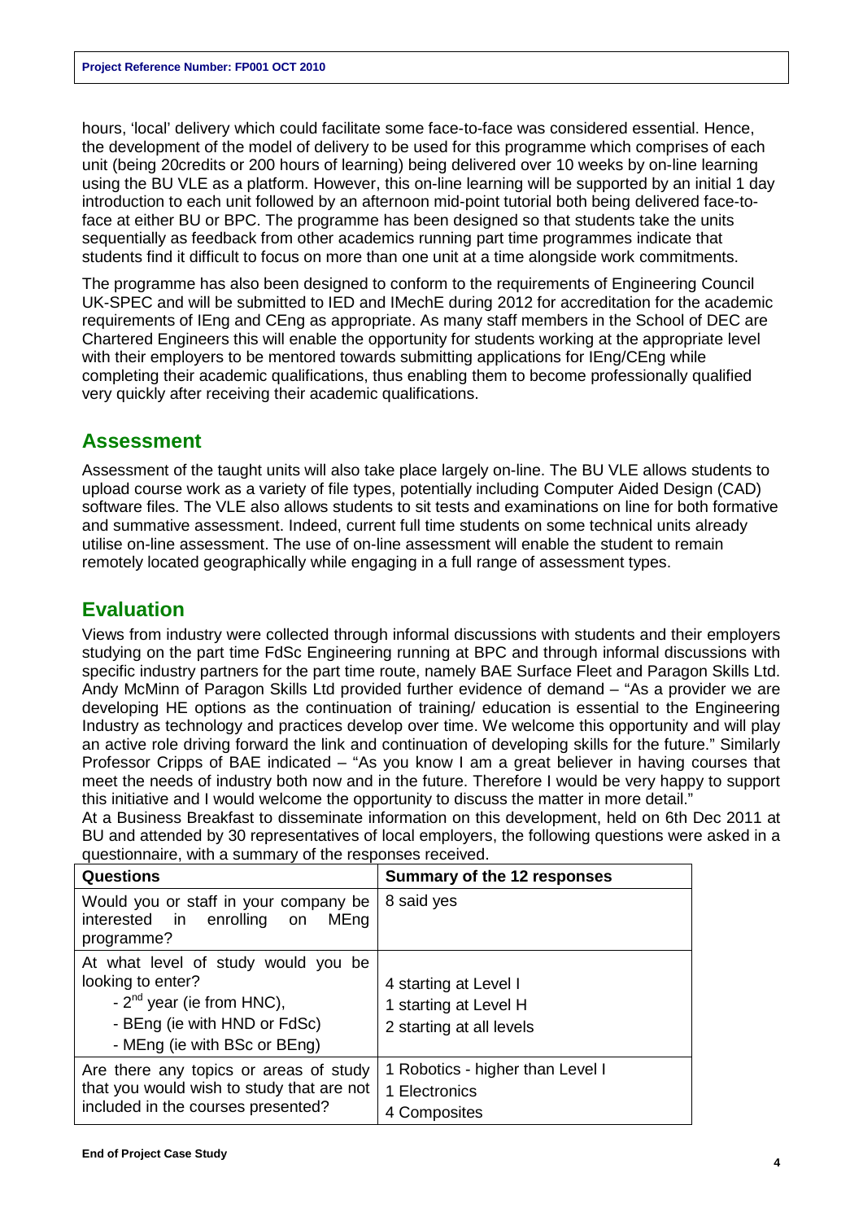hours, 'local' delivery which could facilitate some face-to-face was considered essential. Hence, the development of the model of delivery to be used for this programme which comprises of each unit (being 20credits or 200 hours of learning) being delivered over 10 weeks by on-line learning using the BU VLE as a platform. However, this on-line learning will be supported by an initial 1 day introduction to each unit followed by an afternoon mid-point tutorial both being delivered face-to-face at either BU or BPC. The programme has been designed so that students take the units sequentially as feedback from other academics running part time programmes indicate that students find it difficult to focus on more than one unit at a time alongside work commitments.

The programme has also been designed to conform to the requirements of Engineering Council UK-SPEC and will be submitted to IED and IMechE during 2012 for accreditation for the academic requirements of IEng and CEng as appropriate. As many staff members in the School of DEC are Chartered Engineers this will enable the opportunity for students working at the appropriate level with their employers to be mentored towards submitting applications for IEng/CEng while completing their academic qualifications, thus enabling them to become professionally qualified very quickly after receiving their academic qualifications.

## Assessment

Assessment of the taught units will also take place largely on-line. The BU VLE allows students to upload course work as a variety of file types, potentially including Computer Aided Design (CAD) software files. The VLE also allows students to sit tests and examinations on line for both formative and summative assessment. Indeed, current full time students on some technical units already utilise on-line assessment. The use of on-line assessment will enable the student to remain remotely located geographically while engaging in a full range of assessment types.

## Evaluation

Views from industry were collected through informal discussions with students and their employers studying on the part time FdSc Engineering running at BPC and through informal discussions with specific industry partners for the part time route, namely BAE Surface Fleet and Paragon Skills Ltd. Andy McMinn of Paragon Skills Ltd provided further evidence of demand – "As a provider we are developing HE options as the continuation of training/ education is essential to the Engineering Industry as technology and practices develop over time. We welcome this opportunity and will play an active role driving forward the link and continuation of developing skills for the future." Similarly Professor Cripps of BAE indicated – "As you know I am a great believer in having courses that meet the needs of industry both now and in the future. Therefore I would be very happy to support this initiative and I would welcome the opportunity to discuss the matter in more detail."

At a Business Breakfast to disseminate information on this development, held on 6th Dec 2011 at BU and attended by 30 representatives of local employers, the following questions were asked in a questionnaire, with a summary of the responses received.

| Questions | Summary of the 12 responses |
|---|---|
| Would you or staff in your company be interested in enrolling on MEng programme? | 8 said yes |
| At what level of study would you be looking to enter?<br>- 2nd year (ie from HNC),<br>- BEng (ie with HND or FdSc)<br>- MEng (ie with BSc or BEng) | 4 starting at Level I<br>1 starting at Level H<br>2 starting at all levels |
| Are there any topics or areas of study that you would wish to study that are not included in the courses presented? | 1 Robotics - higher than Level I<br>1 Electronics<br>4 Composites |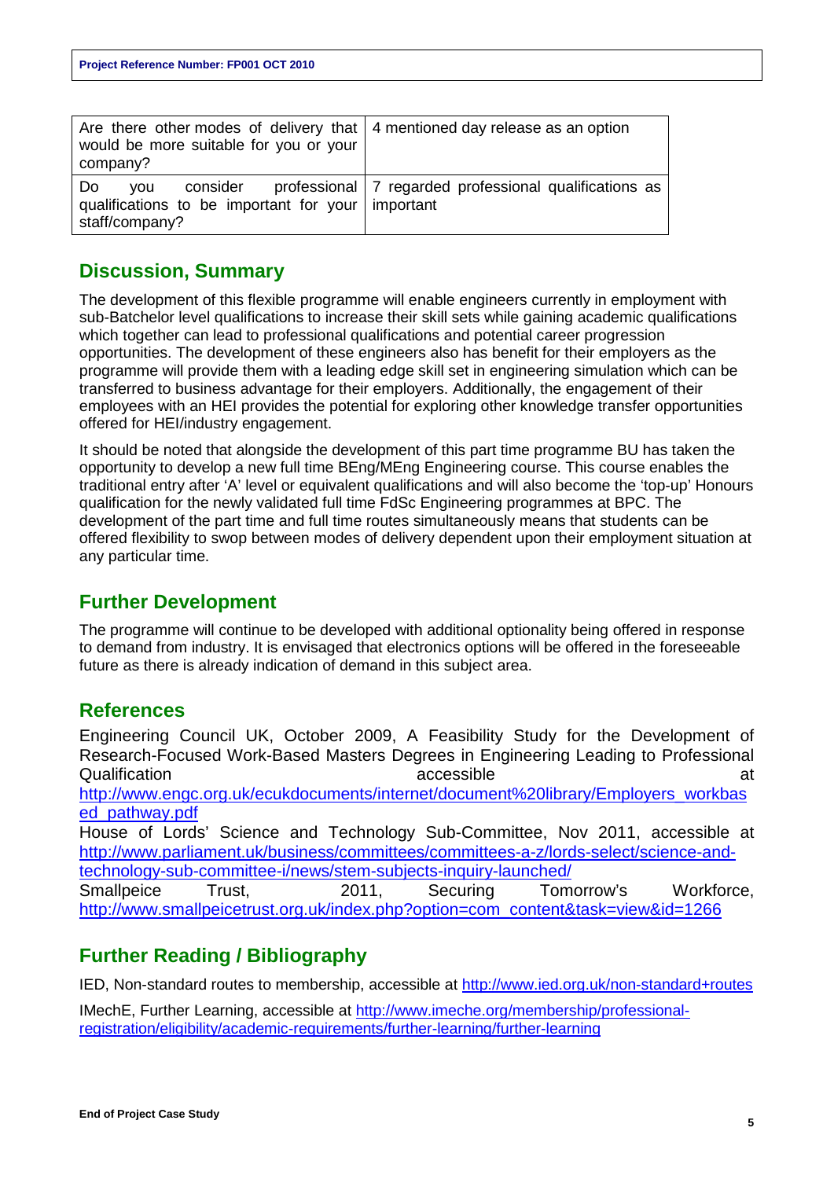| | |
|---|---|
| Are there other modes of delivery that would be more suitable for you or your company? | 4 mentioned day release as an option |
| Do you consider professional qualifications to be important for your staff/company? | 7 regarded professional qualifications as important |

## Discussion, Summary

The development of this flexible programme will enable engineers currently in employment with sub-Batchelor level qualifications to increase their skill sets while gaining academic qualifications which together can lead to professional qualifications and potential career progression opportunities. The development of these engineers also has benefit for their employers as the programme will provide them with a leading edge skill set in engineering simulation which can be transferred to business advantage for their employers. Additionally, the engagement of their employees with an HEI provides the potential for exploring other knowledge transfer opportunities offered for HEI/industry engagement.

It should be noted that alongside the development of this part time programme BU has taken the opportunity to develop a new full time BEng/MEng Engineering course. This course enables the traditional entry after 'A' level or equivalent qualifications and will also become the 'top-up' Honours qualification for the newly validated full time FdSc Engineering programmes at BPC. The development of the part time and full time routes simultaneously means that students can be offered flexibility to swop between modes of delivery dependent upon their employment situation at any particular time.

## Further Development

The programme will continue to be developed with additional optionality being offered in response to demand from industry. It is envisaged that electronics options will be offered in the foreseeable future as there is already indication of demand in this subject area.

## References

Engineering Council UK, October 2009, A Feasibility Study for the Development of Research-Focused Work-Based Masters Degrees in Engineering Leading to Professional Qualification accessible at http://www.engc.org.uk/ecukdocuments/internet/document%20library/Employers_workbased_pathway.pdf

House of Lords' Science and Technology Sub-Committee, Nov 2011, accessible at http://www.parliament.uk/business/committees/committees-a-z/lords-select/science-and-technology-sub-committee-i/news/stem-subjects-inquiry-launched/

Smallpeice Trust, 2011, Securing Tomorrow's Workforce, http://www.smallpeicetrust.org.uk/index.php?option=com_content&task=view&id=1266

## Further Reading / Bibliography

IED, Non-standard routes to membership, accessible at http://www.ied.org.uk/non-standard+routes

IMechE, Further Learning, accessible at http://www.imeche.org/membership/professional-registration/eligibility/academic-requirements/further-learning/further-learning